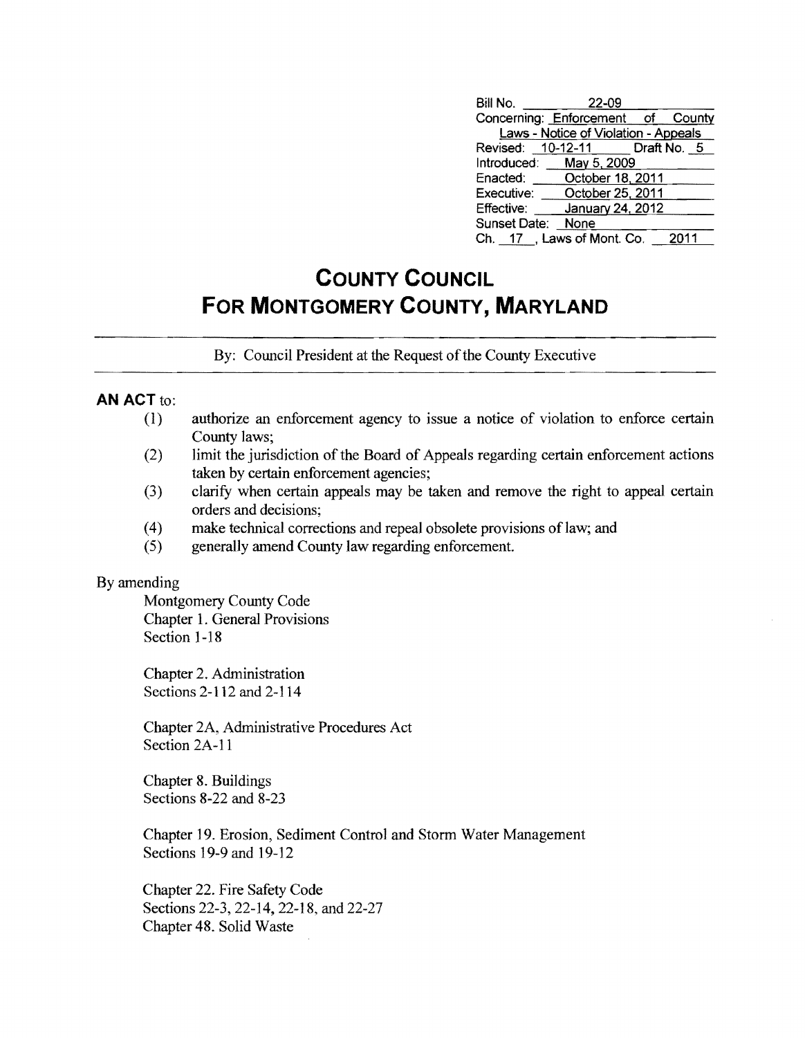| | |
|---|---|
| Bill No. | 22-09 |
| Concerning: | Enforcement of County Laws - Notice of Violation - Appeals |
| Revised: | 10-12-11 Draft No. 5 |
| Introduced: | May 5, 2009 |
| Enacted: | October 18, 2011 |
| Executive: | October 25, 2011 |
| Effective: | January 24, 2012 |
| Sunset Date: | None |
| Ch. 17, Laws of Mont. Co. | 2011 |

# COUNTY COUNCIL
# FOR MONTGOMERY COUNTY, MARYLAND

By: Council President at the Request of the County Executive

**AN ACT** to:

(1) authorize an enforcement agency to issue a notice of violation to enforce certain County laws;
(2) limit the jurisdiction of the Board of Appeals regarding certain enforcement actions taken by certain enforcement agencies;
(3) clarify when certain appeals may be taken and remove the right to appeal certain orders and decisions;
(4) make technical corrections and repeal obsolete provisions of law; and
(5) generally amend County law regarding enforcement.

By amending

Montgomery County Code
Chapter 1. General Provisions
Section 1-18

Chapter 2. Administration
Sections 2-112 and 2-114

Chapter 2A, Administrative Procedures Act
Section 2A-11

Chapter 8. Buildings
Sections 8-22 and 8-23

Chapter 19. Erosion, Sediment Control and Storm Water Management
Sections 19-9 and 19-12

Chapter 22. Fire Safety Code
Sections 22-3, 22-14, 22-18, and 22-27
Chapter 48. Solid Waste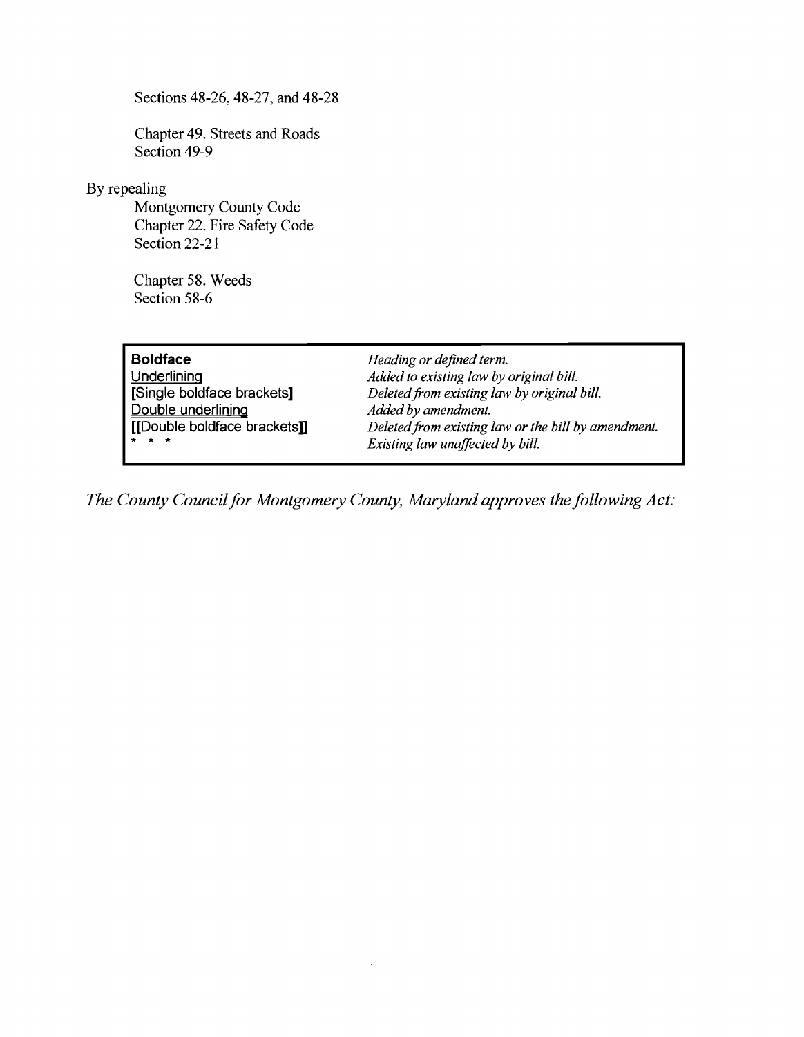Sections 48-26, 48-27, and 48-28

Chapter 49. Streets and Roads
Section 49-9

By repealing

Montgomery County Code
Chapter 22. Fire Safety Code
Section 22-21

Chapter 58. Weeds
Section 58-6

| | |
|---|---|
| **Boldface** | *Heading or defined term.* |
| Underlining | *Added to existing law by original bill.* |
| **[**Single boldface brackets**]** | *Deleted from existing law by original bill.* |
| Double underlining | *Added by amendment.* |
| **[[**Double boldface brackets**]]** | *Deleted from existing law or the bill by amendment.* |
| * * * | *Existing law unaffected by bill.* |

*The County Council for Montgomery County, Maryland approves the following Act:*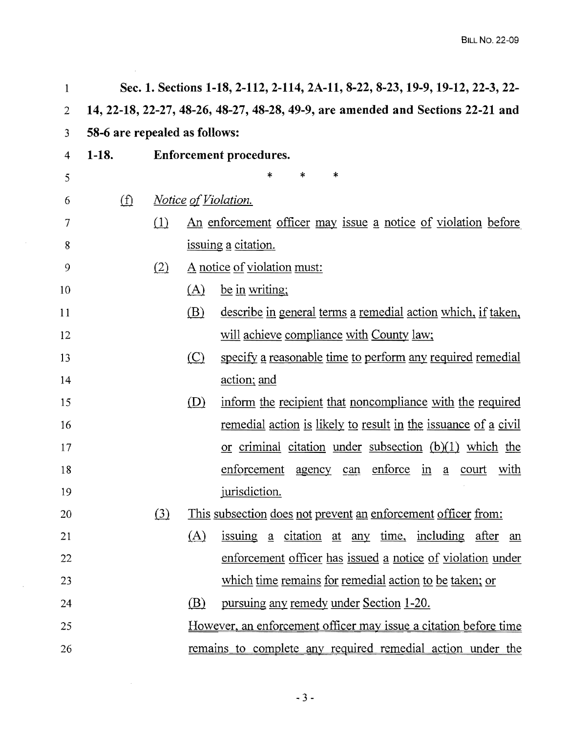**Sec. 1. Sections 1-18, 2-112, 2-114, 2A-11, 8-22, 8-23, 19-9, 19-12, 22-3, 22-14, 22-18, 22-27, 48-26, 48-27, 48-28, 49-9, are amended and Sections 22-21 and 58-6 are repealed as follows:**

**1-18. Enforcement procedures.**

\* \* \*

(f) *Notice of Violation.*

(1) An enforcement officer may issue a notice of violation before issuing a citation.

(2) A notice of violation must:

(A) be in writing;

(B) describe in general terms a remedial action which, if taken, will achieve compliance with County law;

(C) specify a reasonable time to perform any required remedial action; and

(D) inform the recipient that noncompliance with the required remedial action is likely to result in the issuance of a civil or criminal citation under subsection (b)(1) which the enforcement agency can enforce in a court with jurisdiction.

(3) This subsection does not prevent an enforcement officer from:

(A) issuing a citation at any time, including after an enforcement officer has issued a notice of violation under which time remains for remedial action to be taken; or

(B) pursuing any remedy under Section 1-20.

However, an enforcement officer may issue a citation before time remains to complete any required remedial action under the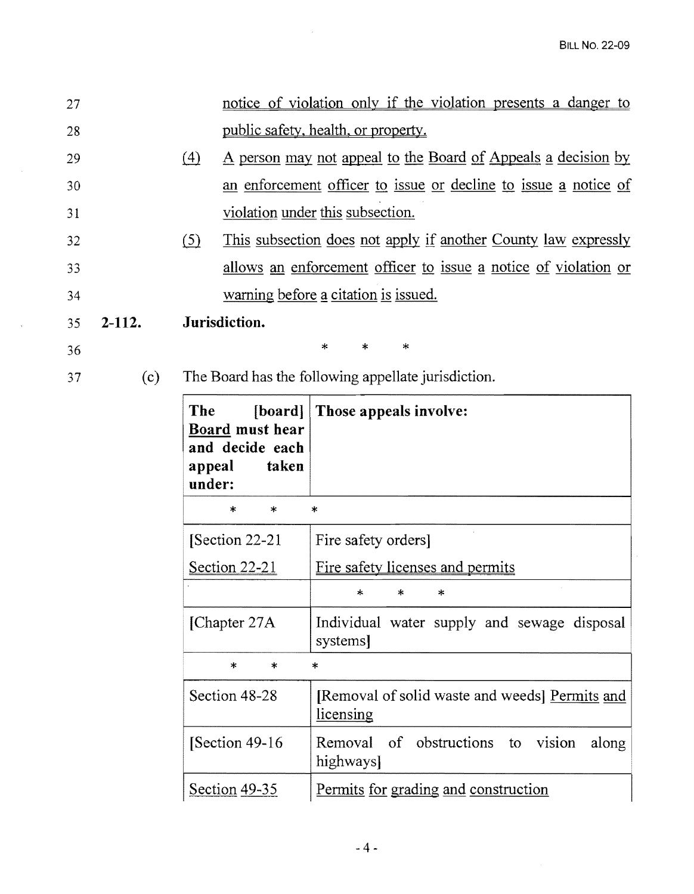27 notice of violation only if the violation presents a danger to
28 public safety, health, or property.

29 (4) A person may not appeal to the Board of Appeals a decision by
30 an enforcement officer to issue or decline to issue a notice of
31 violation under this subsection.

32 (5) This subsection does not apply if another County law expressly
33 allows an enforcement officer to issue a notice of violation or
34 warning before a citation is issued.

35 **2-112. Jurisdiction.**

36 \* \* \*

37 (c) The Board has the following appellate jurisdiction.

| **The [board] Board must hear and decide each appeal taken under:** | **Those appeals involve:** |
|---|---|
| \* \* | \* |
| [Section 22-21<br>Section 22-21 | Fire safety orders]<br>Fire safety licenses and permits |
| | \* \* \* |
| [Chapter 27A | Individual water supply and sewage disposal systems] |
| \* \* | \* |
| Section 48-28 | [Removal of solid waste and weeds] Permits and licensing |
| [Section 49-16 | Removal of obstructions to vision along highways] |
| Section 49-35 | Permits for grading and construction |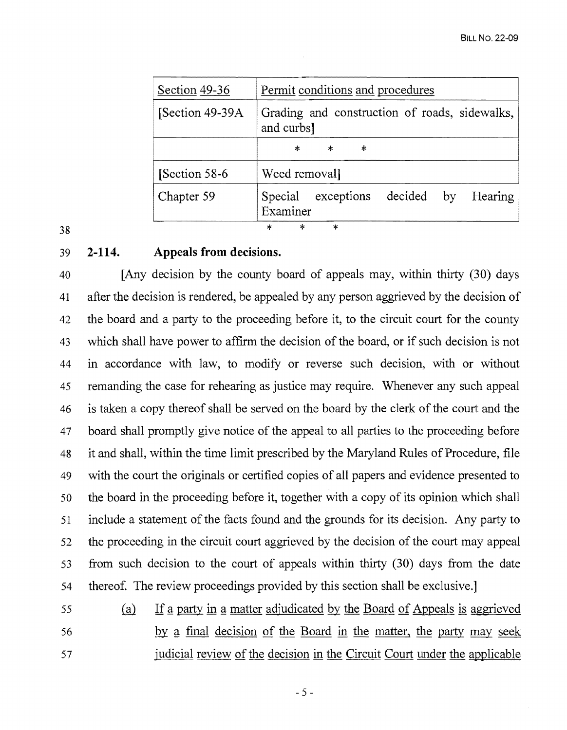| Section 49-36 | Permit conditions and procedures |
|---|---|
| [Section 49-39A | Grading and construction of roads, sidewalks, and curbs] |
| | * * * |
| [Section 58-6 | Weed removal] |
| Chapter 59 | Special exceptions decided by Hearing Examiner |

\* \* \*

**2-114. Appeals from decisions.**

[Any decision by the county board of appeals may, within thirty (30) days after the decision is rendered, be appealed by any person aggrieved by the decision of the board and a party to the proceeding before it, to the circuit court for the county which shall have power to affirm the decision of the board, or if such decision is not in accordance with law, to modify or reverse such decision, with or without remanding the case for rehearing as justice may require. Whenever any such appeal is taken a copy thereof shall be served on the board by the clerk of the court and the board shall promptly give notice of the appeal to all parties to the proceeding before it and shall, within the time limit prescribed by the Maryland Rules of Procedure, file with the court the originals or certified copies of all papers and evidence presented to the board in the proceeding before it, together with a copy of its opinion which shall include a statement of the facts found and the grounds for its decision. Any party to the proceeding in the circuit court aggrieved by the decision of the court may appeal from such decision to the court of appeals within thirty (30) days from the date thereof. The review proceedings provided by this section shall be exclusive.]

(a) If a party in a matter adjudicated by the Board of Appeals is aggrieved by a final decision of the Board in the matter, the party may seek judicial review of the decision in the Circuit Court under the applicable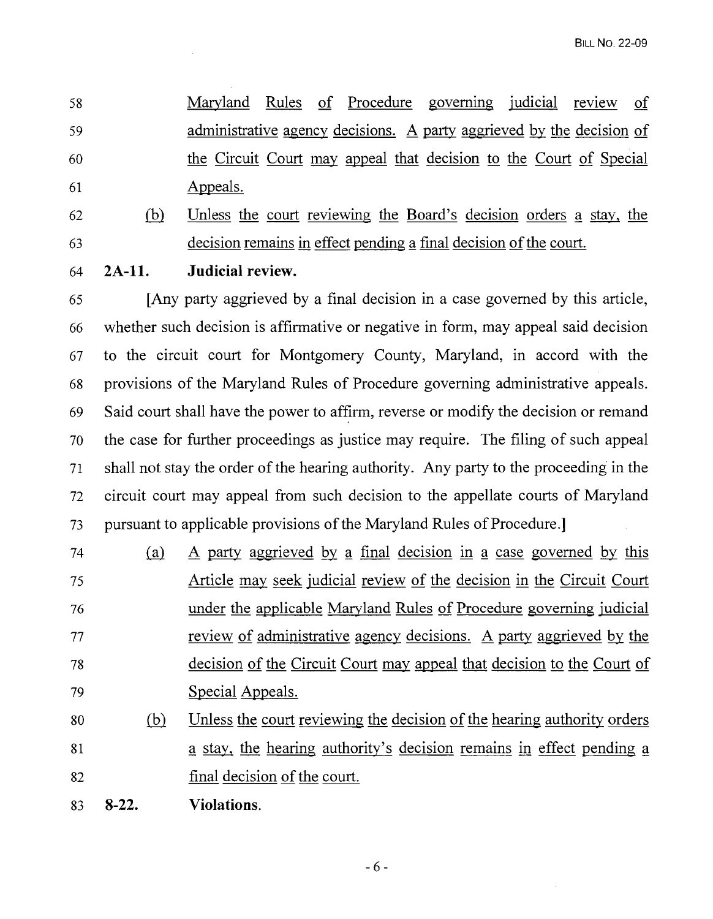Maryland Rules of Procedure governing judicial review of administrative agency decisions. A party aggrieved by the decision of the Circuit Court may appeal that decision to the Court of Special Appeals.

(b) Unless the court reviewing the Board's decision orders a stay, the decision remains in effect pending a final decision of the court.

**2A-11. Judicial review.**

[Any party aggrieved by a final decision in a case governed by this article, whether such decision is affirmative or negative in form, may appeal said decision to the circuit court for Montgomery County, Maryland, in accord with the provisions of the Maryland Rules of Procedure governing administrative appeals. Said court shall have the power to affirm, reverse or modify the decision or remand the case for further proceedings as justice may require. The filing of such appeal shall not stay the order of the hearing authority. Any party to the proceeding in the circuit court may appeal from such decision to the appellate courts of Maryland pursuant to applicable provisions of the Maryland Rules of Procedure.]

(a) A party aggrieved by a final decision in a case governed by this Article may seek judicial review of the decision in the Circuit Court under the applicable Maryland Rules of Procedure governing judicial review of administrative agency decisions. A party aggrieved by the decision of the Circuit Court may appeal that decision to the Court of Special Appeals.

(b) Unless the court reviewing the decision of the hearing authority orders a stay, the hearing authority's decision remains in effect pending a final decision of the court.

**8-22. Violations.**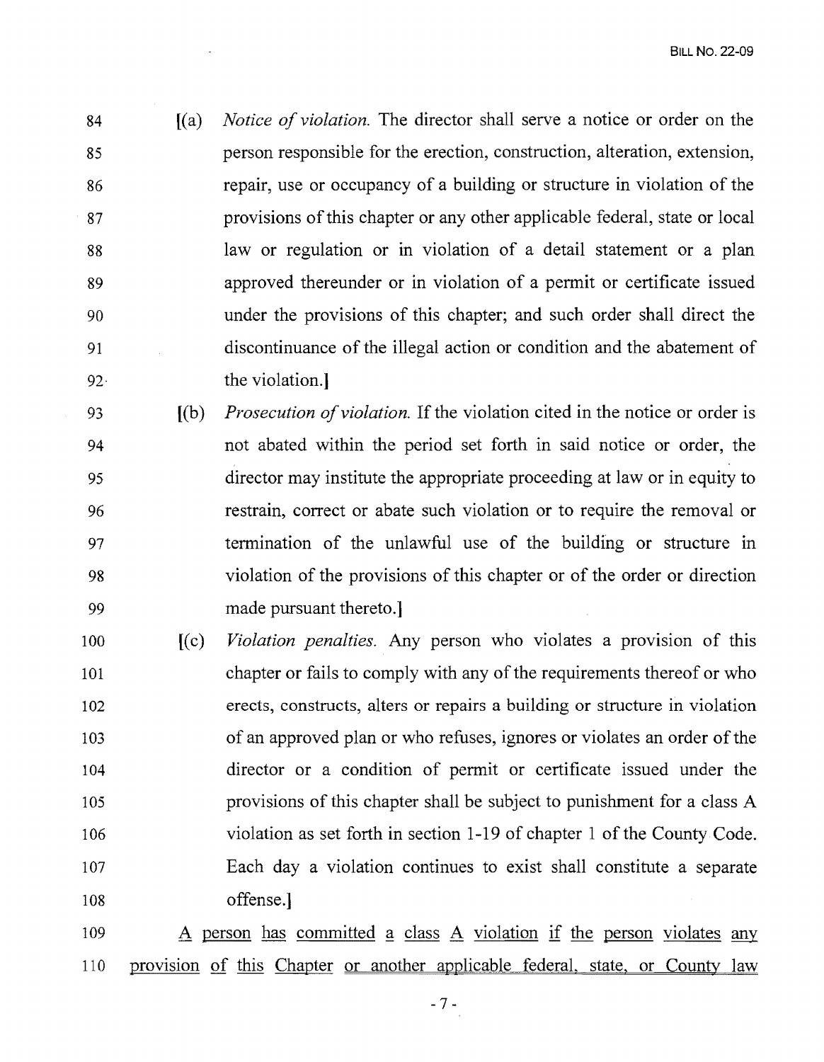[(a) *Notice of violation.* The director shall serve a notice or order on the person responsible for the erection, construction, alteration, extension, repair, use or occupancy of a building or structure in violation of the provisions of this chapter or any other applicable federal, state or local law or regulation or in violation of a detail statement or a plan approved thereunder or in violation of a permit or certificate issued under the provisions of this chapter; and such order shall direct the discontinuance of the illegal action or condition and the abatement of the violation.]

[(b) *Prosecution of violation.* If the violation cited in the notice or order is not abated within the period set forth in said notice or order, the director may institute the appropriate proceeding at law or in equity to restrain, correct or abate such violation or to require the removal or termination of the unlawful use of the building or structure in violation of the provisions of this chapter or of the order or direction made pursuant thereto.]

[(c) *Violation penalties.* Any person who violates a provision of this chapter or fails to comply with any of the requirements thereof or who erects, constructs, alters or repairs a building or structure in violation of an approved plan or who refuses, ignores or violates an order of the director or a condition of permit or certificate issued under the provisions of this chapter shall be subject to punishment for a class A violation as set forth in section 1-19 of chapter 1 of the County Code. Each day a violation continues to exist shall constitute a separate offense.]

<u>A person has committed a class A violation if the person violates any provision of this Chapter or another applicable federal, state, or County law</u>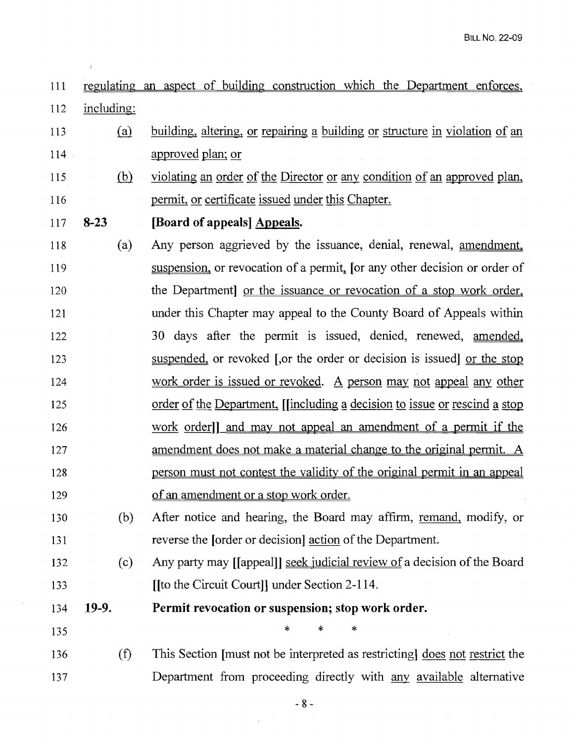111 regulating an aspect of building construction which the Department enforces,
112 including:

113 (a) building, altering, or repairing a building or structure in violation of an
114 approved plan; or

115 (b) violating an order of the Director or any condition of an approved plan,
116 permit, or certificate issued under this Chapter.

117 **8-23 [Board of appeals] Appeals.**

118 (a) Any person aggrieved by the issuance, denial, renewal, amendment,
119 suspension, or revocation of a permit, [or any other decision or order of
120 the Department] or the issuance or revocation of a stop work order,
121 under this Chapter may appeal to the County Board of Appeals within
122 30 days after the permit is issued, denied, renewed, amended,
123 suspended, or revoked [,or the order or decision is issued] or the stop
124 work order is issued or revoked. A person may not appeal any other
125 order of the Department, [[including a decision to issue or rescind a stop
126 work order]] and may not appeal an amendment of a permit if the
127 amendment does not make a material change to the original permit. A
128 person must not contest the validity of the original permit in an appeal
129 of an amendment or a stop work order.

130 (b) After notice and hearing, the Board may affirm, remand, modify, or
131 reverse the [order or decision] action of the Department.

132 (c) Any party may [[appeal]] seek judicial review of a decision of the Board
133 [[to the Circuit Court]] under Section 2-114.

134 **19-9. Permit revocation or suspension; stop work order.**

135 * * *

136 (f) This Section [must not be interpreted as restricting] does not restrict the
137 Department from proceeding directly with any available alternative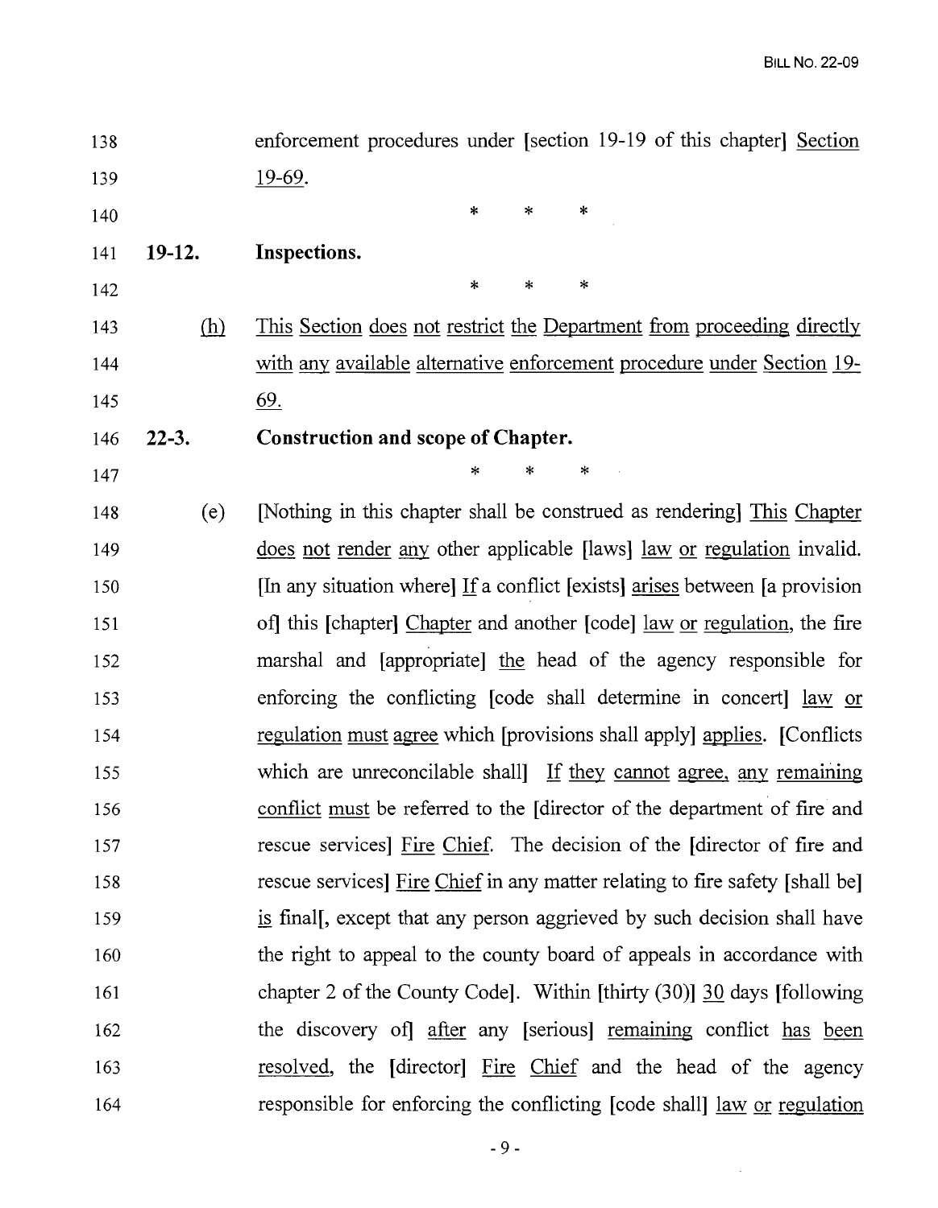enforcement procedures under [section 19-19 of this chapter] <u>Section 19-69</u>.

\* \* \*

**19-12. Inspections.**

\* \* \*

<u>(h)</u> <u>This Section does not restrict the Department from proceeding directly with any available alternative enforcement procedure under Section 19-69.</u>

**22-3. Construction and scope of Chapter.**

\* \* \*

(e) [Nothing in this chapter shall be construed as rendering] <u>This Chapter does not render any</u> other applicable [laws] <u>law or regulation</u> invalid. [In any situation where] <u>If</u> a conflict [exists] <u>arises</u> between [a provision of] this [chapter] <u>Chapter</u> and another [code] <u>law or regulation</u>, the fire marshal and [appropriate] <u>the</u> head of the agency responsible for enforcing the conflicting [code shall determine in concert] <u>law or regulation must agree</u> which [provisions shall apply] <u>applies</u>. [Conflicts which are unreconcilable shall] <u>If they cannot agree, any remaining conflict must</u> be referred to the [director of the department of fire and rescue services] <u>Fire Chief</u>. The decision of the [director of fire and rescue services] <u>Fire Chief</u> in any matter relating to fire safety [shall be] <u>is</u> final[, except that any person aggrieved by such decision shall have the right to appeal to the county board of appeals in accordance with chapter 2 of the County Code]. Within [thirty (30)] <u>30</u> days [following the discovery of] <u>after</u> any [serious] <u>remaining</u> conflict <u>has been resolved</u>, the [director] <u>Fire Chief</u> and the head of the agency responsible for enforcing the conflicting [code shall] <u>law or regulation</u>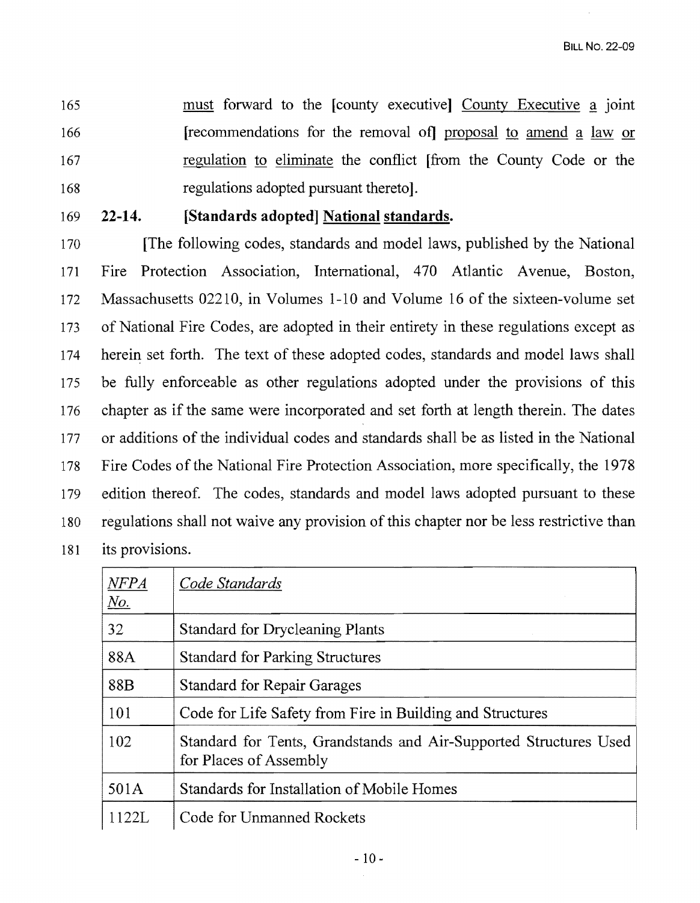must forward to the [county executive] County Executive a joint [recommendations for the removal of] proposal to amend a law or regulation to eliminate the conflict [from the County Code or the regulations adopted pursuant thereto].

**22-14. [Standards adopted] National standards.**

[The following codes, standards and model laws, published by the National Fire Protection Association, International, 470 Atlantic Avenue, Boston, Massachusetts 02210, in Volumes 1-10 and Volume 16 of the sixteen-volume set of National Fire Codes, are adopted in their entirety in these regulations except as herein set forth. The text of these adopted codes, standards and model laws shall be fully enforceable as other regulations adopted under the provisions of this chapter as if the same were incorporated and set forth at length therein. The dates or additions of the individual codes and standards shall be as listed in the National Fire Codes of the National Fire Protection Association, more specifically, the 1978 edition thereof. The codes, standards and model laws adopted pursuant to these regulations shall not waive any provision of this chapter nor be less restrictive than its provisions.

| *NFPA No.* | *Code Standards* |
|---|---|
| 32 | Standard for Drycleaning Plants |
| 88A | Standard for Parking Structures |
| 88B | Standard for Repair Garages |
| 101 | Code for Life Safety from Fire in Building and Structures |
| 102 | Standard for Tents, Grandstands and Air-Supported Structures Used for Places of Assembly |
| 501A | Standards for Installation of Mobile Homes |
| 1122L | Code for Unmanned Rockets |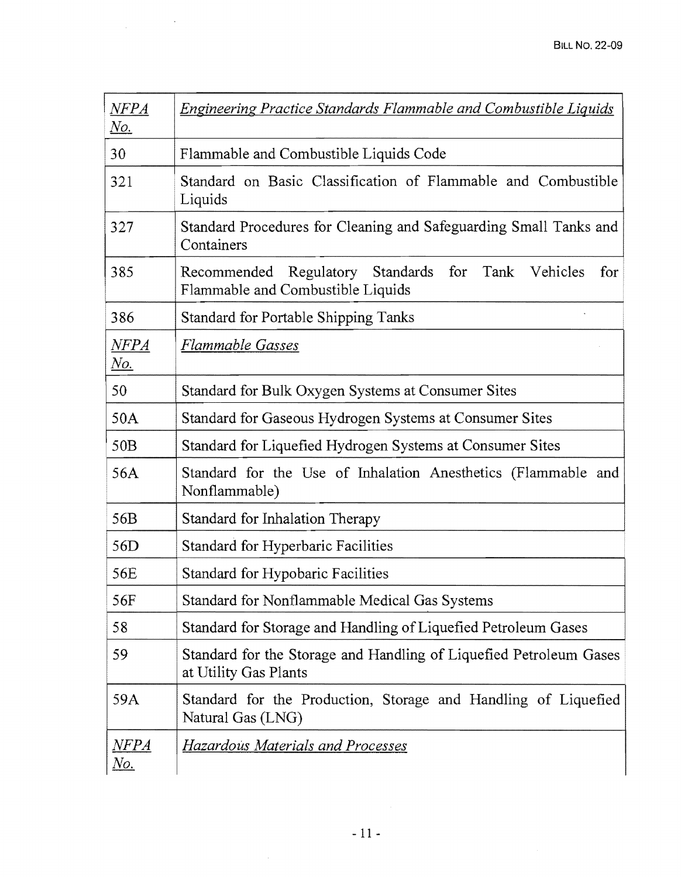| *NFPA No.* | *Engineering Practice Standards Flammable and Combustible Liquids* |
|---|---|
| 30 | Flammable and Combustible Liquids Code |
| 321 | Standard on Basic Classification of Flammable and Combustible Liquids |
| 327 | Standard Procedures for Cleaning and Safeguarding Small Tanks and Containers |
| 385 | Recommended Regulatory Standards for Tank Vehicles for Flammable and Combustible Liquids |
| 386 | Standard for Portable Shipping Tanks |
| *NFPA No.* | *Flammable Gasses* |
| 50 | Standard for Bulk Oxygen Systems at Consumer Sites |
| 50A | Standard for Gaseous Hydrogen Systems at Consumer Sites |
| 50B | Standard for Liquefied Hydrogen Systems at Consumer Sites |
| 56A | Standard for the Use of Inhalation Anesthetics (Flammable and Nonflammable) |
| 56B | Standard for Inhalation Therapy |
| 56D | Standard for Hyperbaric Facilities |
| 56E | Standard for Hypobaric Facilities |
| 56F | Standard for Nonflammable Medical Gas Systems |
| 58 | Standard for Storage and Handling of Liquefied Petroleum Gases |
| 59 | Standard for the Storage and Handling of Liquefied Petroleum Gases at Utility Gas Plants |
| 59A | Standard for the Production, Storage and Handling of Liquefied Natural Gas (LNG) |
| *NFPA No.* | *Hazardous Materials and Processes* |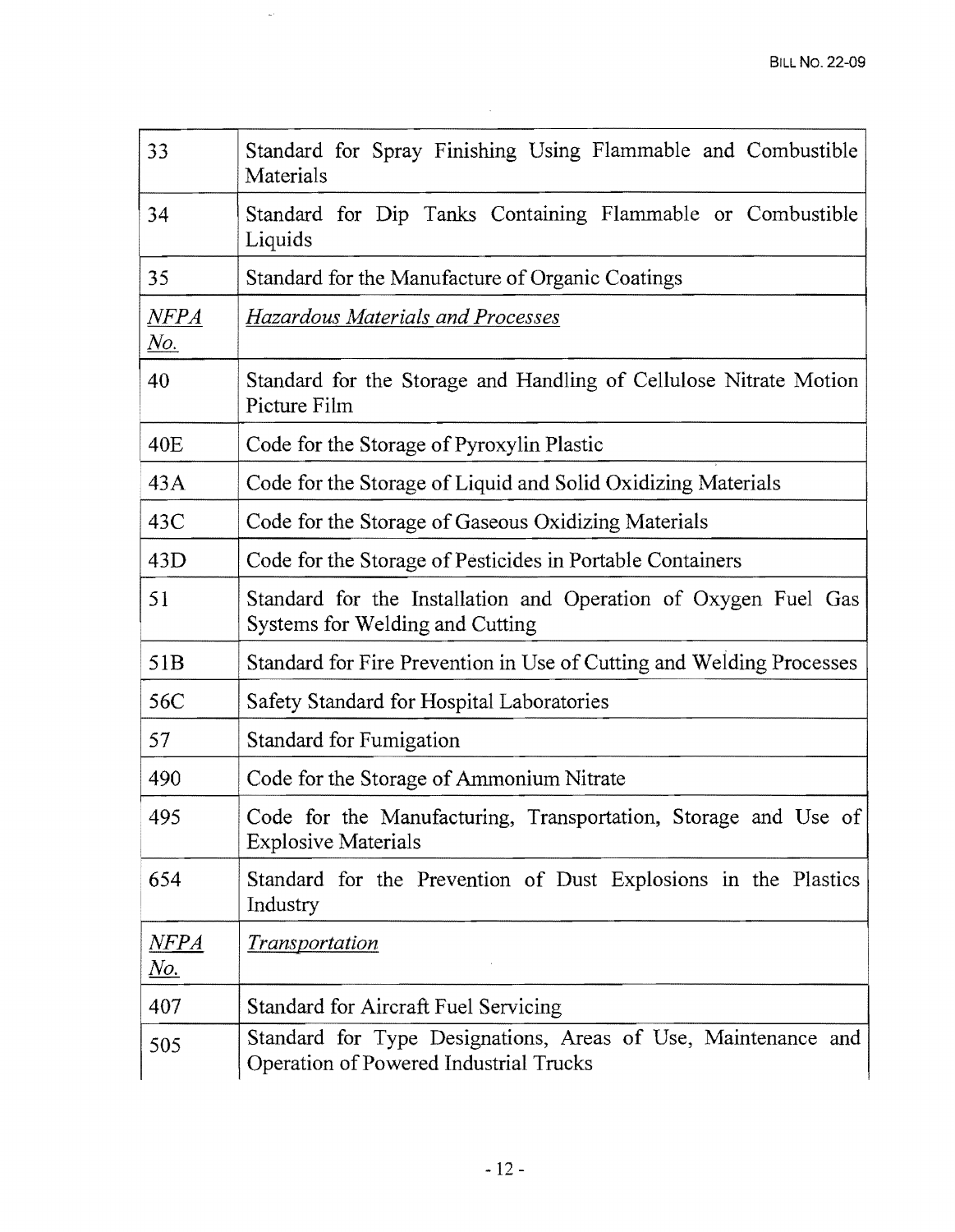| | |
|---|---|
| 33 | Standard for Spray Finishing Using Flammable and Combustible Materials |
| 34 | Standard for Dip Tanks Containing Flammable or Combustible Liquids |
| 35 | Standard for the Manufacture of Organic Coatings |
| _NFPA No._ | _Hazardous Materials and Processes_ |
| 40 | Standard for the Storage and Handling of Cellulose Nitrate Motion Picture Film |
| 40E | Code for the Storage of Pyroxylin Plastic |
| 43A | Code for the Storage of Liquid and Solid Oxidizing Materials |
| 43C | Code for the Storage of Gaseous Oxidizing Materials |
| 43D | Code for the Storage of Pesticides in Portable Containers |
| 51 | Standard for the Installation and Operation of Oxygen Fuel Gas Systems for Welding and Cutting |
| 51B | Standard for Fire Prevention in Use of Cutting and Welding Processes |
| 56C | Safety Standard for Hospital Laboratories |
| 57 | Standard for Fumigation |
| 490 | Code for the Storage of Ammonium Nitrate |
| 495 | Code for the Manufacturing, Transportation, Storage and Use of Explosive Materials |
| 654 | Standard for the Prevention of Dust Explosions in the Plastics Industry |
| _NFPA No._ | _Transportation_ |
| 407 | Standard for Aircraft Fuel Servicing |
| 505 | Standard for Type Designations, Areas of Use, Maintenance and Operation of Powered Industrial Trucks |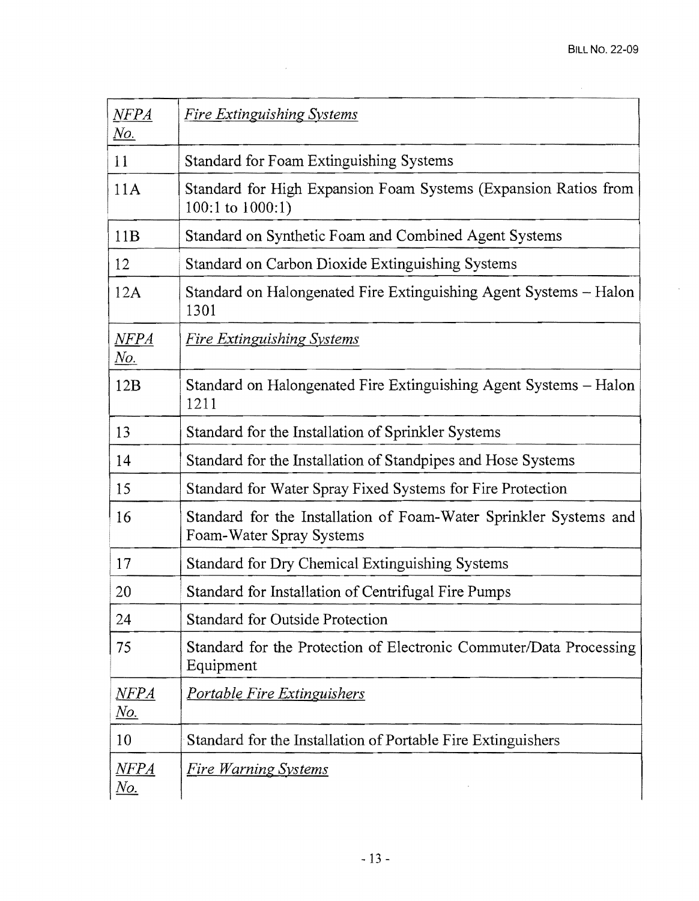| *NFPA No.* | *Fire Extinguishing Systems* |
|---|---|
| 11 | Standard for Foam Extinguishing Systems |
| 11A | Standard for High Expansion Foam Systems (Expansion Ratios from 100:1 to 1000:1) |
| 11B | Standard on Synthetic Foam and Combined Agent Systems |
| 12 | Standard on Carbon Dioxide Extinguishing Systems |
| 12A | Standard on Halongenated Fire Extinguishing Agent Systems – Halon 1301 |
| *NFPA No.* | *Fire Extinguishing Systems* |
| 12B | Standard on Halongenated Fire Extinguishing Agent Systems – Halon 1211 |
| 13 | Standard for the Installation of Sprinkler Systems |
| 14 | Standard for the Installation of Standpipes and Hose Systems |
| 15 | Standard for Water Spray Fixed Systems for Fire Protection |
| 16 | Standard for the Installation of Foam-Water Sprinkler Systems and Foam-Water Spray Systems |
| 17 | Standard for Dry Chemical Extinguishing Systems |
| 20 | Standard for Installation of Centrifugal Fire Pumps |
| 24 | Standard for Outside Protection |
| 75 | Standard for the Protection of Electronic Commuter/Data Processing Equipment |
| *NFPA No.* | *Portable Fire Extinguishers* |
| 10 | Standard for the Installation of Portable Fire Extinguishers |
| *NFPA No.* | *Fire Warning Systems* |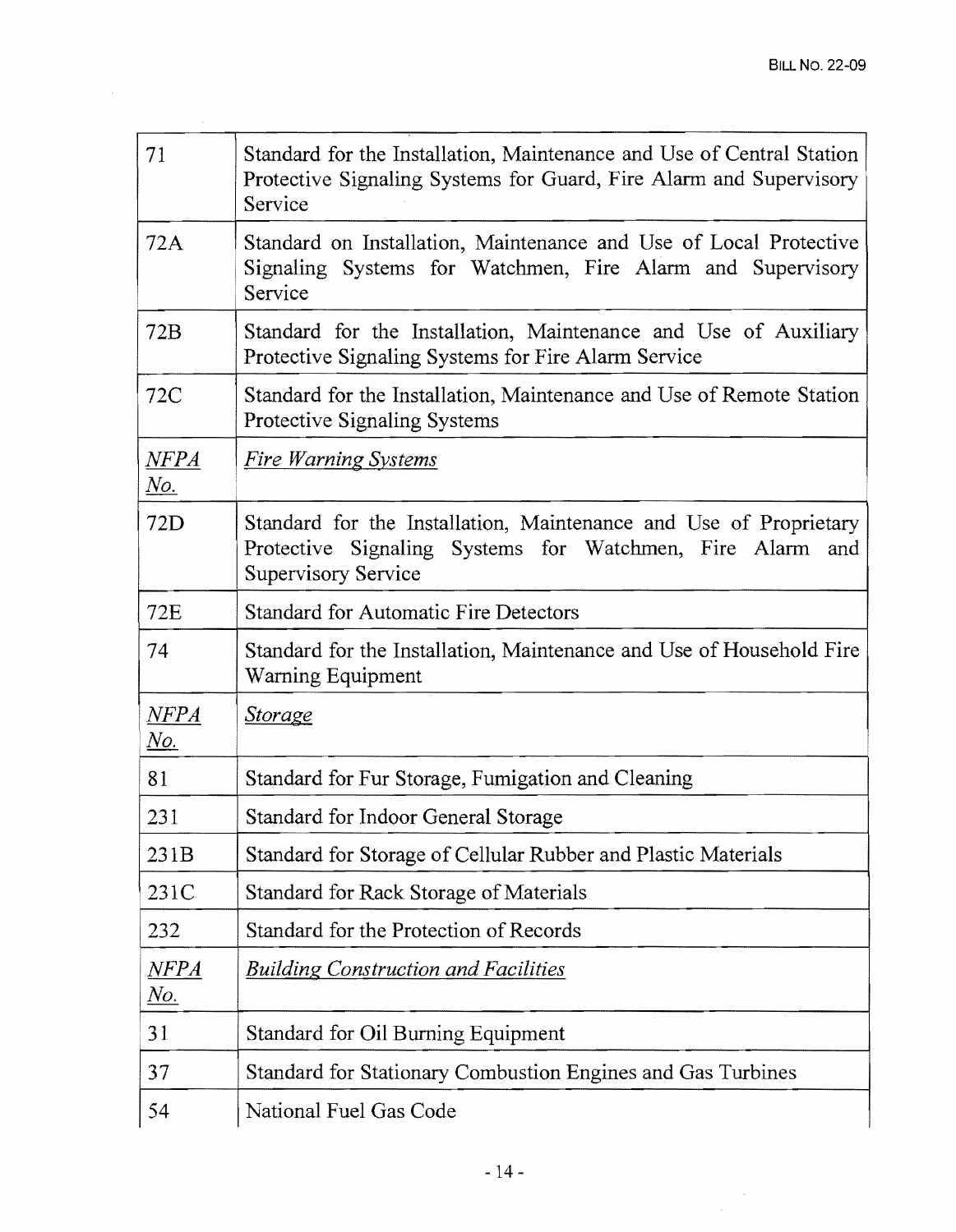| 71 | Standard for the Installation, Maintenance and Use of Central Station Protective Signaling Systems for Guard, Fire Alarm and Supervisory Service |
|---|---|
| 72A | Standard on Installation, Maintenance and Use of Local Protective Signaling Systems for Watchmen, Fire Alarm and Supervisory Service |
| 72B | Standard for the Installation, Maintenance and Use of Auxiliary Protective Signaling Systems for Fire Alarm Service |
| 72C | Standard for the Installation, Maintenance and Use of Remote Station Protective Signaling Systems |
| *NFPA No.* | *Fire Warning Systems* |
| 72D | Standard for the Installation, Maintenance and Use of Proprietary Protective Signaling Systems for Watchmen, Fire Alarm and Supervisory Service |
| 72E | Standard for Automatic Fire Detectors |
| 74 | Standard for the Installation, Maintenance and Use of Household Fire Warning Equipment |
| *NFPA No.* | *Storage* |
| 81 | Standard for Fur Storage, Fumigation and Cleaning |
| 231 | Standard for Indoor General Storage |
| 231B | Standard for Storage of Cellular Rubber and Plastic Materials |
| 231C | Standard for Rack Storage of Materials |
| 232 | Standard for the Protection of Records |
| *NFPA No.* | *Building Construction and Facilities* |
| 31 | Standard for Oil Burning Equipment |
| 37 | Standard for Stationary Combustion Engines and Gas Turbines |
| 54 | National Fuel Gas Code |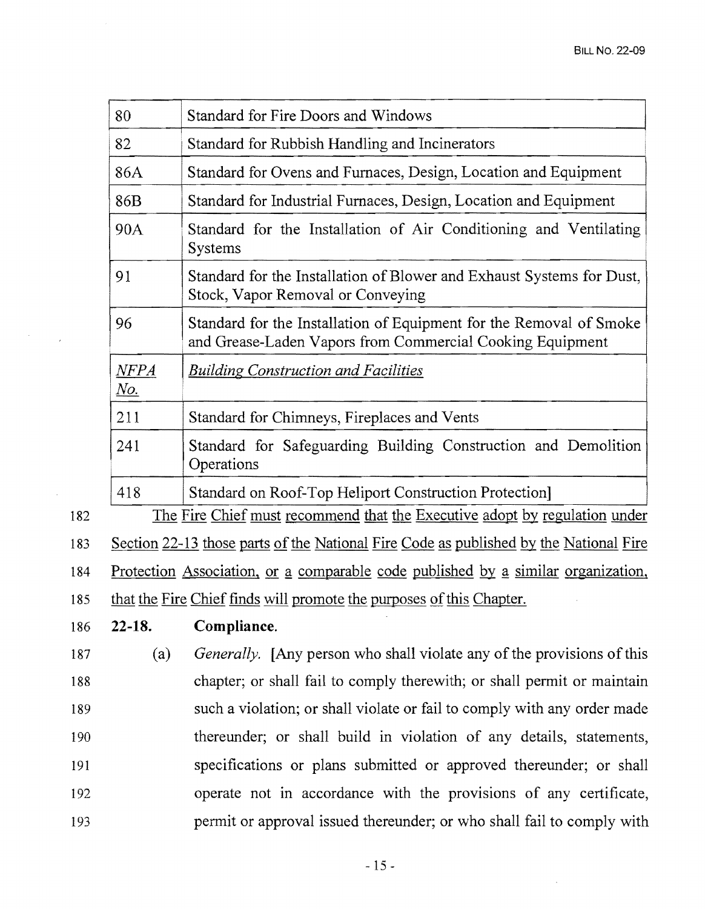| 80 | Standard for Fire Doors and Windows |
|---|---|
| 82 | Standard for Rubbish Handling and Incinerators |
| 86A | Standard for Ovens and Furnaces, Design, Location and Equipment |
| 86B | Standard for Industrial Furnaces, Design, Location and Equipment |
| 90A | Standard for the Installation of Air Conditioning and Ventilating Systems |
| 91 | Standard for the Installation of Blower and Exhaust Systems for Dust, Stock, Vapor Removal or Conveying |
| 96 | Standard for the Installation of Equipment for the Removal of Smoke and Grease-Laden Vapors from Commercial Cooking Equipment |
| *NFPA No.* | *Building Construction and Facilities* |
| 211 | Standard for Chimneys, Fireplaces and Vents |
| 241 | Standard for Safeguarding Building Construction and Demolition Operations |
| 418 | Standard on Roof-Top Heliport Construction Protection] |

182 The Fire Chief must recommend that the Executive adopt by regulation under
183 Section 22-13 those parts of the National Fire Code as published by the National Fire
184 Protection Association, or a comparable code published by a similar organization,
185 that the Fire Chief finds will promote the purposes of this Chapter.

186 **22-18. Compliance.**

187 (a) *Generally.* [Any person who shall violate any of the provisions of this
188 chapter; or shall fail to comply therewith; or shall permit or maintain
189 such a violation; or shall violate or fail to comply with any order made
190 thereunder; or shall build in violation of any details, statements,
191 specifications or plans submitted or approved thereunder; or shall
192 operate not in accordance with the provisions of any certificate,
193 permit or approval issued thereunder; or who shall fail to comply with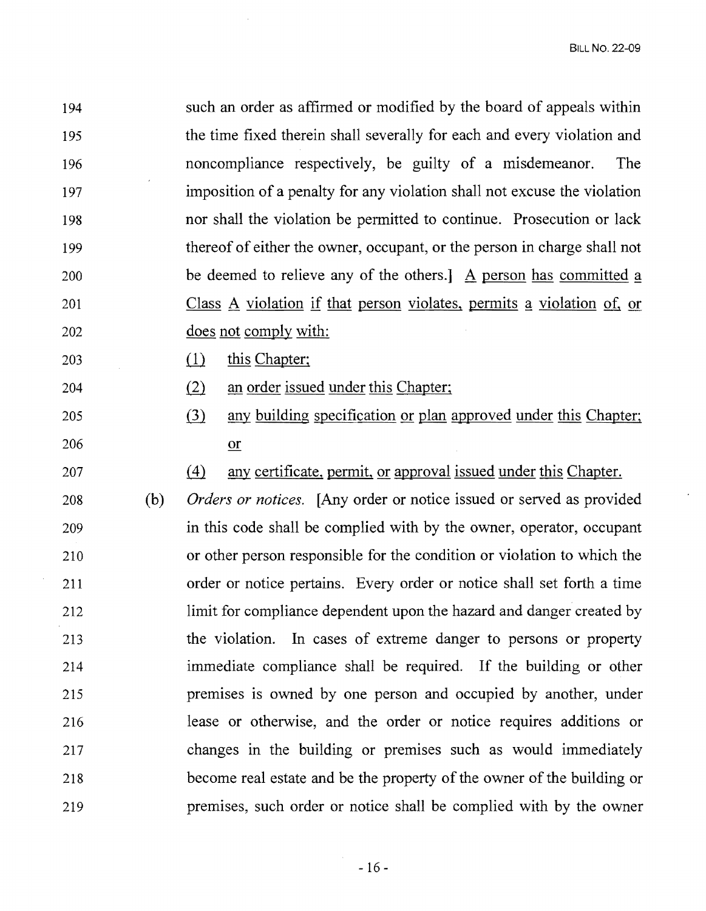such an order as affirmed or modified by the board of appeals within the time fixed therein shall severally for each and every violation and noncompliance respectively, be guilty of a misdemeanor. The imposition of a penalty for any violation shall not excuse the violation nor shall the violation be permitted to continue. Prosecution or lack thereof of either the owner, occupant, or the person in charge shall not be deemed to relieve any of the others.] <u>A person has committed a Class A violation if that person violates, permits a violation of, or does not comply with:</u>

<u>(1) this Chapter;</u>

<u>(2) an order issued under this Chapter;</u>

<u>(3) any building specification or plan approved under this Chapter; or</u>

<u>(4) any certificate, permit, or approval issued under this Chapter.</u>

(b) *Orders or notices.* [Any order or notice issued or served as provided in this code shall be complied with by the owner, operator, occupant or other person responsible for the condition or violation to which the order or notice pertains. Every order or notice shall set forth a time limit for compliance dependent upon the hazard and danger created by the violation. In cases of extreme danger to persons or property immediate compliance shall be required. If the building or other premises is owned by one person and occupied by another, under lease or otherwise, and the order or notice requires additions or changes in the building or premises such as would immediately become real estate and be the property of the owner of the building or premises, such order or notice shall be complied with by the owner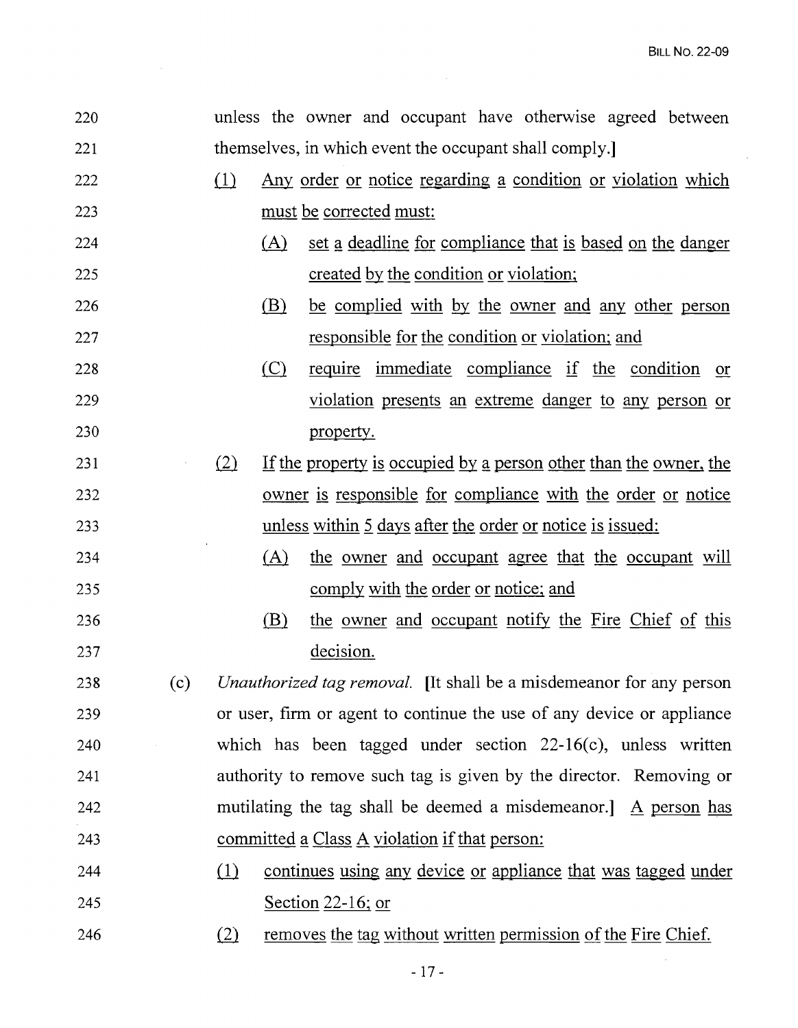unless the owner and occupant have otherwise agreed between themselves, in which event the occupant shall comply.]

(1) Any order or notice regarding a condition or violation which must be corrected must:

(A) set a deadline for compliance that is based on the danger created by the condition or violation;

(B) be complied with by the owner and any other person responsible for the condition or violation; and

(C) require immediate compliance if the condition or violation presents an extreme danger to any person or property.

(2) If the property is occupied by a person other than the owner, the owner is responsible for compliance with the order or notice unless within 5 days after the order or notice is issued:

(A) the owner and occupant agree that the occupant will comply with the order or notice; and

(B) the owner and occupant notify the Fire Chief of this decision.

(c) *Unauthorized tag removal.* [It shall be a misdemeanor for any person or user, firm or agent to continue the use of any device or appliance which has been tagged under section 22-16(c), unless written authority to remove such tag is given by the director. Removing or mutilating the tag shall be deemed a misdemeanor.] A person has committed a Class A violation if that person:

(1) continues using any device or appliance that was tagged under Section 22-16; or

(2) removes the tag without written permission of the Fire Chief.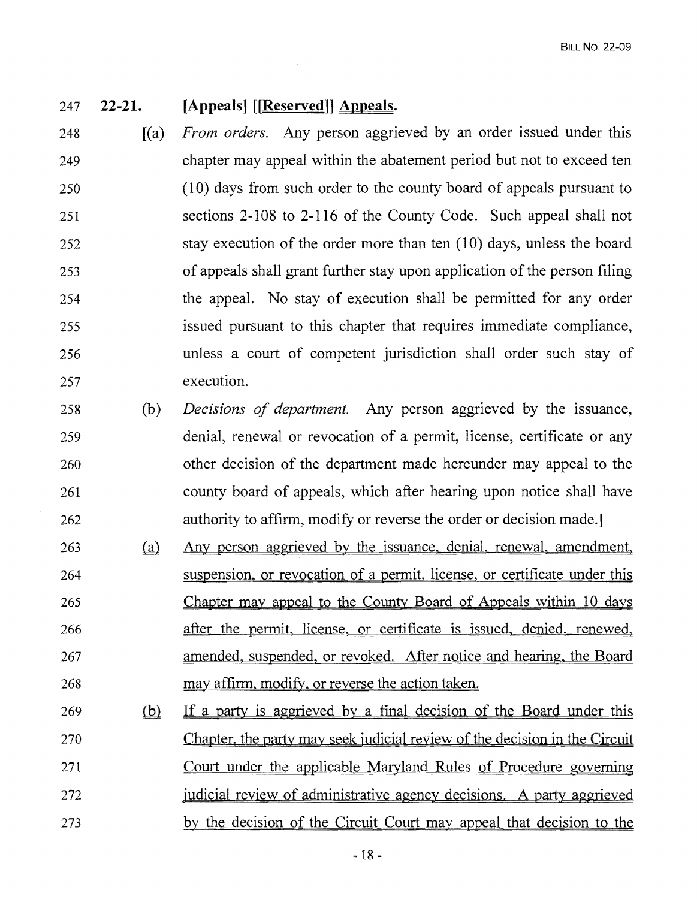**22-21. [Appeals] [[Reserved]] Appeals.**

[(a) *From orders.* Any person aggrieved by an order issued under this chapter may appeal within the abatement period but not to exceed ten (10) days from such order to the county board of appeals pursuant to sections 2-108 to 2-116 of the County Code. Such appeal shall not stay execution of the order more than ten (10) days, unless the board of appeals shall grant further stay upon application of the person filing the appeal. No stay of execution shall be permitted for any order issued pursuant to this chapter that requires immediate compliance, unless a court of competent jurisdiction shall order such stay of execution.

(b) *Decisions of department.* Any person aggrieved by the issuance, denial, renewal or revocation of a permit, license, certificate or any other decision of the department made hereunder may appeal to the county board of appeals, which after hearing upon notice shall have authority to affirm, modify or reverse the order or decision made.]

(a) Any person aggrieved by the issuance, denial, renewal, amendment, suspension, or revocation of a permit, license, or certificate under this Chapter may appeal to the County Board of Appeals within 10 days after the permit, license, or certificate is issued, denied, renewed, amended, suspended, or revoked. After notice and hearing, the Board may affirm, modify, or reverse the action taken.

(b) If a party is aggrieved by a final decision of the Board under this Chapter, the party may seek judicial review of the decision in the Circuit Court under the applicable Maryland Rules of Procedure governing judicial review of administrative agency decisions. A party aggrieved by the decision of the Circuit Court may appeal that decision to the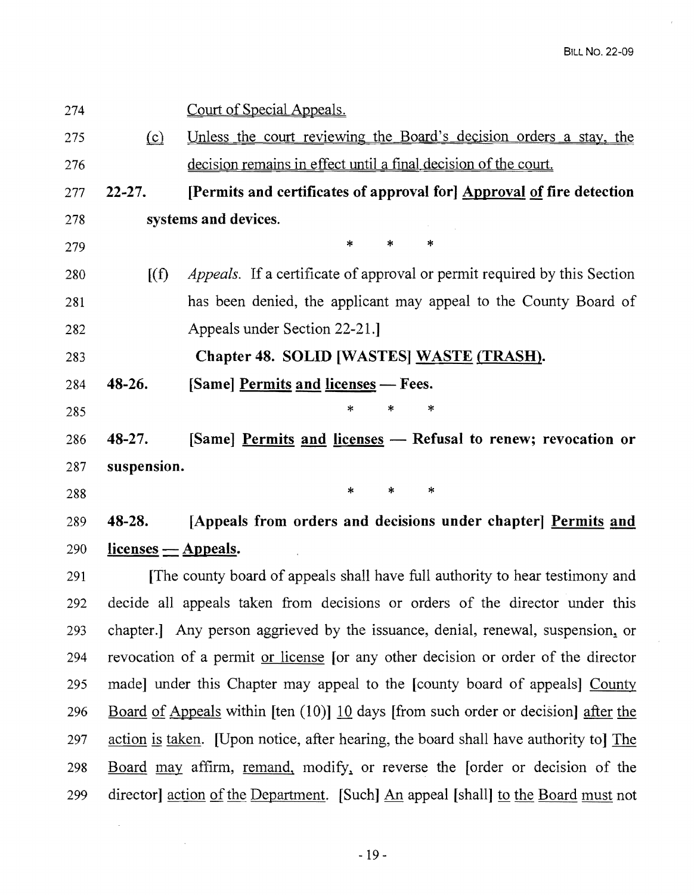274 Court of Special Appeals.

275 (c) Unless the court reviewing the Board's decision orders a stay, the
276 decision remains in effect until a final decision of the court.

277 **22-27. [Permits and certificates of approval for] Approval of fire detection**
278 **systems and devices.**

279 \* \* \*

280 [(f) *Appeals.* If a certificate of approval or permit required by this Section
281 has been denied, the applicant may appeal to the County Board of
282 Appeals under Section 22-21.]

283 **Chapter 48. SOLID [WASTES] WASTE (TRASH).**

284 **48-26. [Same] Permits and licenses — Fees.**

285 \* \* \*

286 **48-27. [Same] Permits and licenses — Refusal to renew; revocation or**
287 **suspension.**

288 \* \* \*

289 **48-28. [Appeals from orders and decisions under chapter] Permits and**
290 **licenses — Appeals.**

291 [The county board of appeals shall have full authority to hear testimony and
292 decide all appeals taken from decisions or orders of the director under this
293 chapter.] Any person aggrieved by the issuance, denial, renewal, suspension, or
294 revocation of a permit or license [or any other decision or order of the director
295 made] under this Chapter may appeal to the [county board of appeals] County
296 Board of Appeals within [ten (10)] 10 days [from such order or decision] after the
297 action is taken. [Upon notice, after hearing, the board shall have authority to] The
298 Board may affirm, remand, modify, or reverse the [order or decision of the
299 director] action of the Department. [Such] An appeal [shall] to the Board must not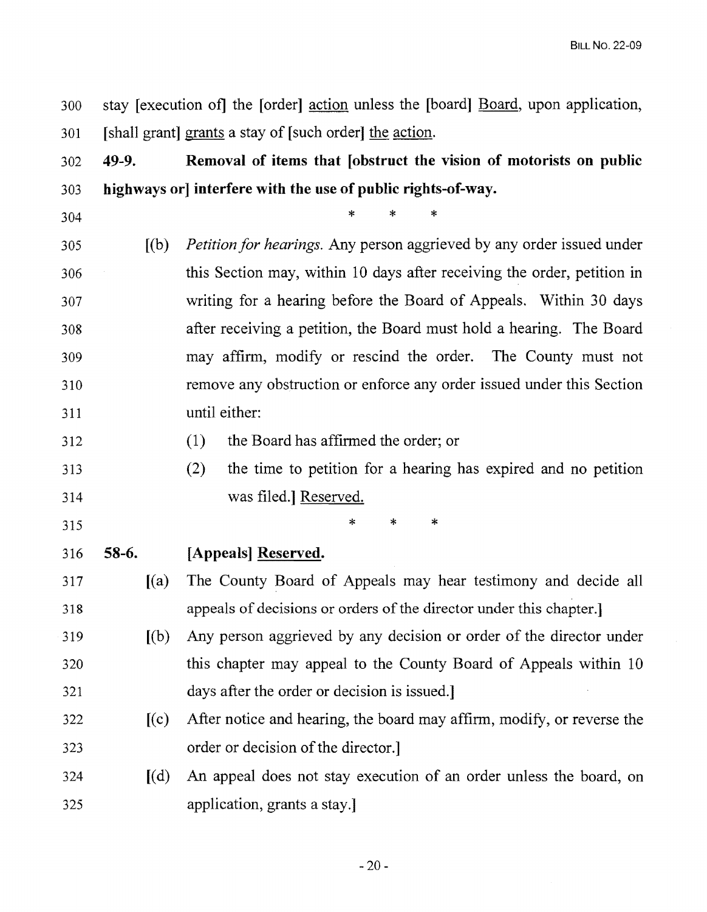stay [execution of] the [order] <u>action</u> unless the [board] <u>Board</u>, upon application, [shall grant] <u>grants</u> a stay of [such order] <u>the action</u>.

**49-9. Removal of items that [obstruct the vision of motorists on public highways or] interfere with the use of public rights-of-way.**

\* \* \*

[(b) *Petition for hearings.* Any person aggrieved by any order issued under this Section may, within 10 days after receiving the order, petition in writing for a hearing before the Board of Appeals. Within 30 days after receiving a petition, the Board must hold a hearing. The Board may affirm, modify or rescind the order. The County must not remove any obstruction or enforce any order issued under this Section until either:

(1) the Board has affirmed the order; or

(2) the time to petition for a hearing has expired and no petition was filed.] <u>Reserved.</u>

\* \* \*

**58-6. [Appeals] <u>Reserved</u>.**

[(a) The County Board of Appeals may hear testimony and decide all appeals of decisions or orders of the director under this chapter.]

[(b) Any person aggrieved by any decision or order of the director under this chapter may appeal to the County Board of Appeals within 10 days after the order or decision is issued.]

[(c) After notice and hearing, the board may affirm, modify, or reverse the order or decision of the director.]

[(d) An appeal does not stay execution of an order unless the board, on application, grants a stay.]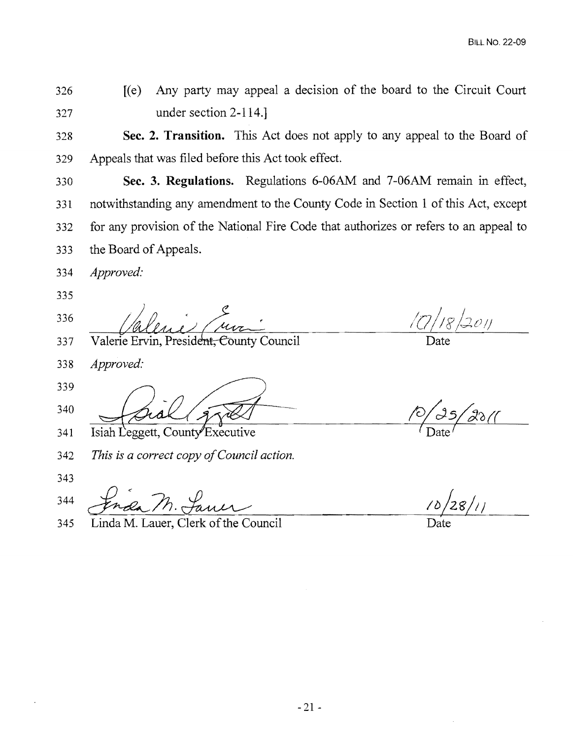326 [(e) Any party may appeal a decision of the board to the Circuit Court

327 under section 2-114.]

328 **Sec. 2. Transition.** This Act does not apply to any appeal to the Board of

329 Appeals that was filed before this Act took effect.

330 **Sec. 3. Regulations.** Regulations 6-06AM and 7-06AM remain in effect,

331 notwithstanding any amendment to the County Code in Section 1 of this Act, except

332 for any provision of the National Fire Code that authorizes or refers to an appeal to

333 the Board of Appeals.

334 *Approved:*

335

336 ______________________________ 10/18/2011

337 Valerie Ervin, President, County Council — Date

338 *Approved:*

339

340 ______________________________ 10/25/2011

341 Isiah Leggett, County Executive — Date

342 *This is a correct copy of Council action.*

343

344 ______________________________ 10/28/11

345 Linda M. Lauer, Clerk of the Council — Date